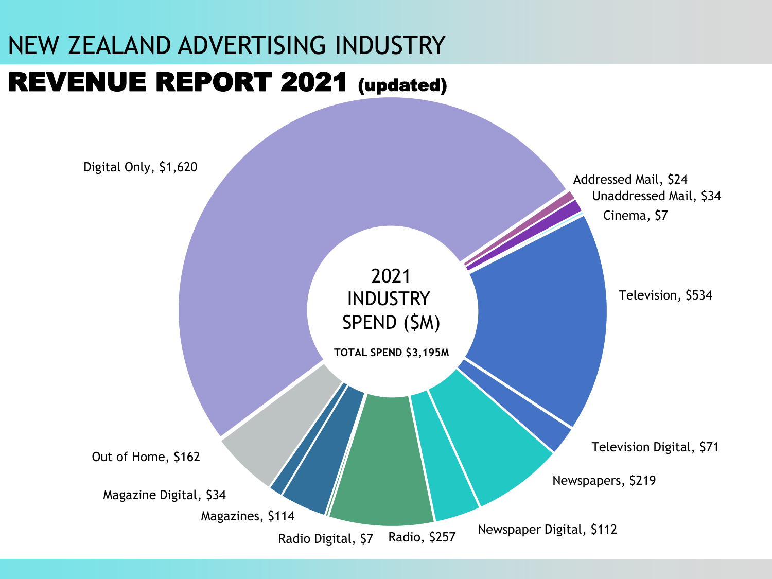# NEW ZEALAND ADVERTISING INDUSTRY

## REVENUE REPORT 2021 (updated)

2021 INDUSTRY SPEND ($M)

TOTAL SPEND $3,195M

| Category | Spend ($M) |
| --- | --- |
| Digital Only | $1,620 |
| Addressed Mail | $24 |
| Unaddressed Mail | $34 |
| Cinema | $7 |
| Television | $534 |
| Television Digital | $71 |
| Newspapers | $219 |
| Newspaper Digital | $112 |
| Radio | $257 |
| Radio Digital | $7 |
| Magazines | $114 |
| Magazine Digital | $34 |
| Out of Home | $162 |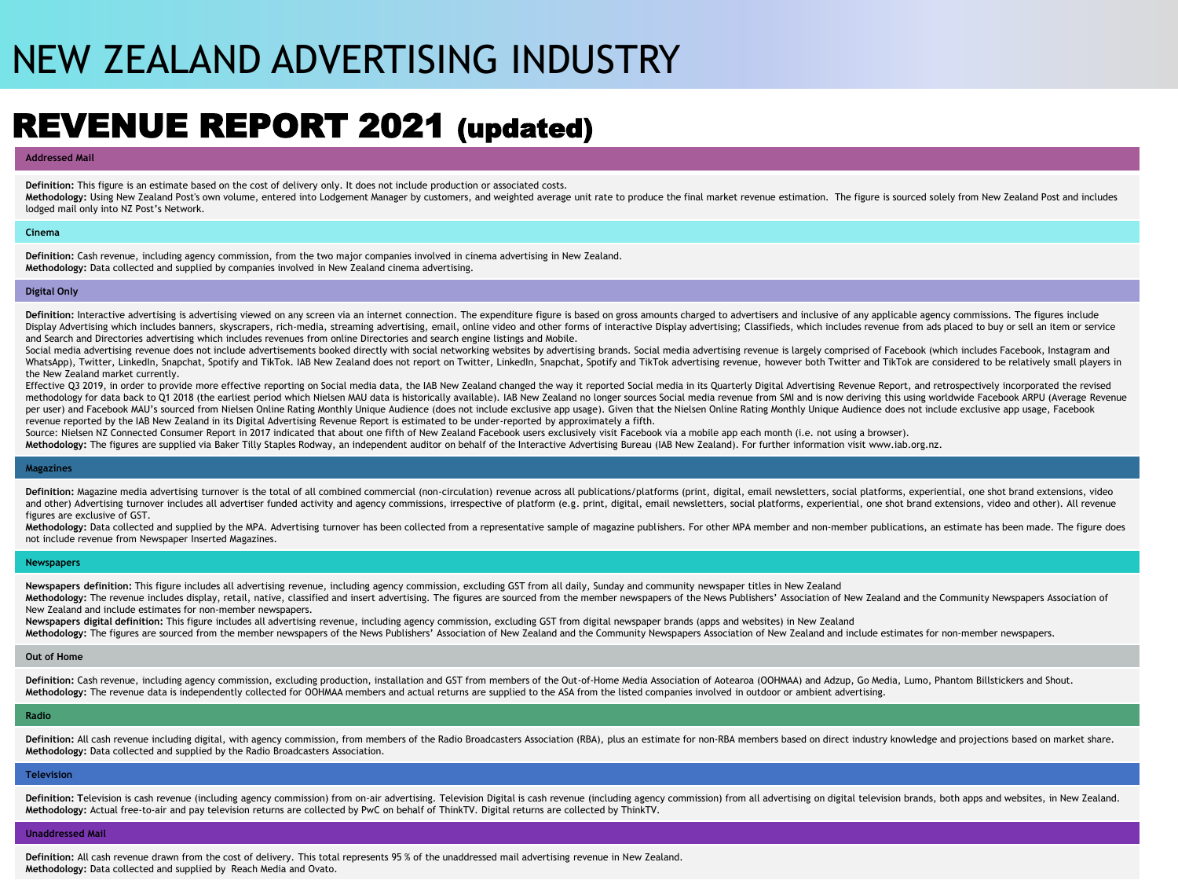# NEW ZEALAND ADVERTISING INDUSTRY

# REVENUE REPORT 2021 (updated)

## Addressed Mail

**Definition:** This figure is an estimate based on the cost of delivery only. It does not include production or associated costs.
**Methodology:** Using New Zealand Post's own volume, entered into Lodgement Manager by customers, and weighted average unit rate to produce the final market revenue estimation. The figure is sourced solely from New Zealand Post and includes lodged mail only into NZ Post's Network.

## Cinema

**Definition:** Cash revenue, including agency commission, from the two major companies involved in cinema advertising in New Zealand.
**Methodology:** Data collected and supplied by companies involved in New Zealand cinema advertising.

## Digital Only

**Definition:** Interactive advertising is advertising viewed on any screen via an internet connection. The expenditure figure is based on gross amounts charged to advertisers and inclusive of any applicable agency commissions. The figures include Display Advertising which includes banners, skyscrapers, rich-media, streaming advertising, email, online video and other forms of interactive Display advertising; Classifieds, which includes revenue from ads placed to buy or sell an item or service and Search and Directories advertising which includes revenues from online Directories and search engine listings and Mobile.
Social media advertising revenue does not include advertisements booked directly with social networking websites by advertising brands. Social media advertising revenue is largely comprised of Facebook (which includes Facebook, Instagram and WhatsApp), Twitter, LinkedIn, Snapchat, Spotify and TikTok. IAB New Zealand does not report on Twitter, LinkedIn, Snapchat, Spotify and TikTok advertising revenue, however both Twitter and TikTok are considered to be relatively small players in the New Zealand market currently.
Effective Q3 2019, in order to provide more effective reporting on Social media data, the IAB New Zealand changed the way it reported Social media in its Quarterly Digital Advertising Revenue Report, and retrospectively incorporated the revised methodology for data back to Q1 2018 (the earliest period which Nielsen MAU data is historically available). IAB New Zealand no longer sources Social media revenue from SMI and is now deriving this using worldwide Facebook ARPU (Average Revenue per user) and Facebook MAU's sourced from Nielsen Online Rating Monthly Unique Audience (does not include exclusive app usage). Given that the Nielsen Online Rating Monthly Unique Audience does not include exclusive app usage, Facebook revenue reported by the IAB New Zealand in its Digital Advertising Revenue Report is estimated to be under-reported by approximately a fifth.
Source: Nielsen NZ Connected Consumer Report in 2017 indicated that about one fifth of New Zealand Facebook users exclusively visit Facebook via a mobile app each month (i.e. not using a browser).
**Methodology:** The figures are supplied via Baker Tilly Staples Rodway, an independent auditor on behalf of the Interactive Advertising Bureau (IAB New Zealand). For further information visit www.iab.org.nz.

## Magazines

**Definition:** Magazine media advertising turnover is the total of all combined commercial (non-circulation) revenue across all publications/platforms (print, digital, email newsletters, social platforms, experiential, one shot brand extensions, video and other) Advertising turnover includes all advertiser funded activity and agency commissions, irrespective of platform (e.g. print, digital, email newsletters, social platforms, experiential, one shot brand extensions, video and other). All revenue figures are exclusive of GST.
**Methodology:** Data collected and supplied by the MPA. Advertising turnover has been collected from a representative sample of magazine publishers. For other MPA member and non-member publications, an estimate has been made. The figure does not include revenue from Newspaper Inserted Magazines.

## Newspapers

**Newspapers definition:** This figure includes all advertising revenue, including agency commission, excluding GST from all daily, Sunday and community newspaper titles in New Zealand
**Methodology:** The revenue includes display, retail, native, classified and insert advertising. The figures are sourced from the member newspapers of the News Publishers' Association of New Zealand and the Community Newspapers Association of New Zealand and include estimates for non-member newspapers.
**Newspapers digital definition:** This figure includes all advertising revenue, including agency commission, excluding GST from digital newspaper brands (apps and websites) in New Zealand
**Methodology:** The figures are sourced from the member newspapers of the News Publishers' Association of New Zealand and the Community Newspapers Association of New Zealand and include estimates for non-member newspapers.

## Out of Home

**Definition:** Cash revenue, including agency commission, excluding production, installation and GST from members of the Out-of-Home Media Association of Aotearoa (OOHMAA) and Adzup, Go Media, Lumo, Phantom Billstickers and Shout.
**Methodology:** The revenue data is independently collected for OOHMAA members and actual returns are supplied to the ASA from the listed companies involved in outdoor or ambient advertising.

## Radio

**Definition:** All cash revenue including digital, with agency commission, from members of the Radio Broadcasters Association (RBA), plus an estimate for non-RBA members based on direct industry knowledge and projections based on market share.
**Methodology:** Data collected and supplied by the Radio Broadcasters Association.

## Television

**Definition:** Television is cash revenue (including agency commission) from on-air advertising. Television Digital is cash revenue (including agency commission) from all advertising on digital television brands, both apps and websites, in New Zealand.
**Methodology:** Actual free-to-air and pay television returns are collected by PwC on behalf of ThinkTV. Digital returns are collected by ThinkTV.

## Unaddressed Mail

**Definition:** All cash revenue drawn from the cost of delivery. This total represents 95 % of the unaddressed mail advertising revenue in New Zealand.
**Methodology:** Data collected and supplied by Reach Media and Ovato.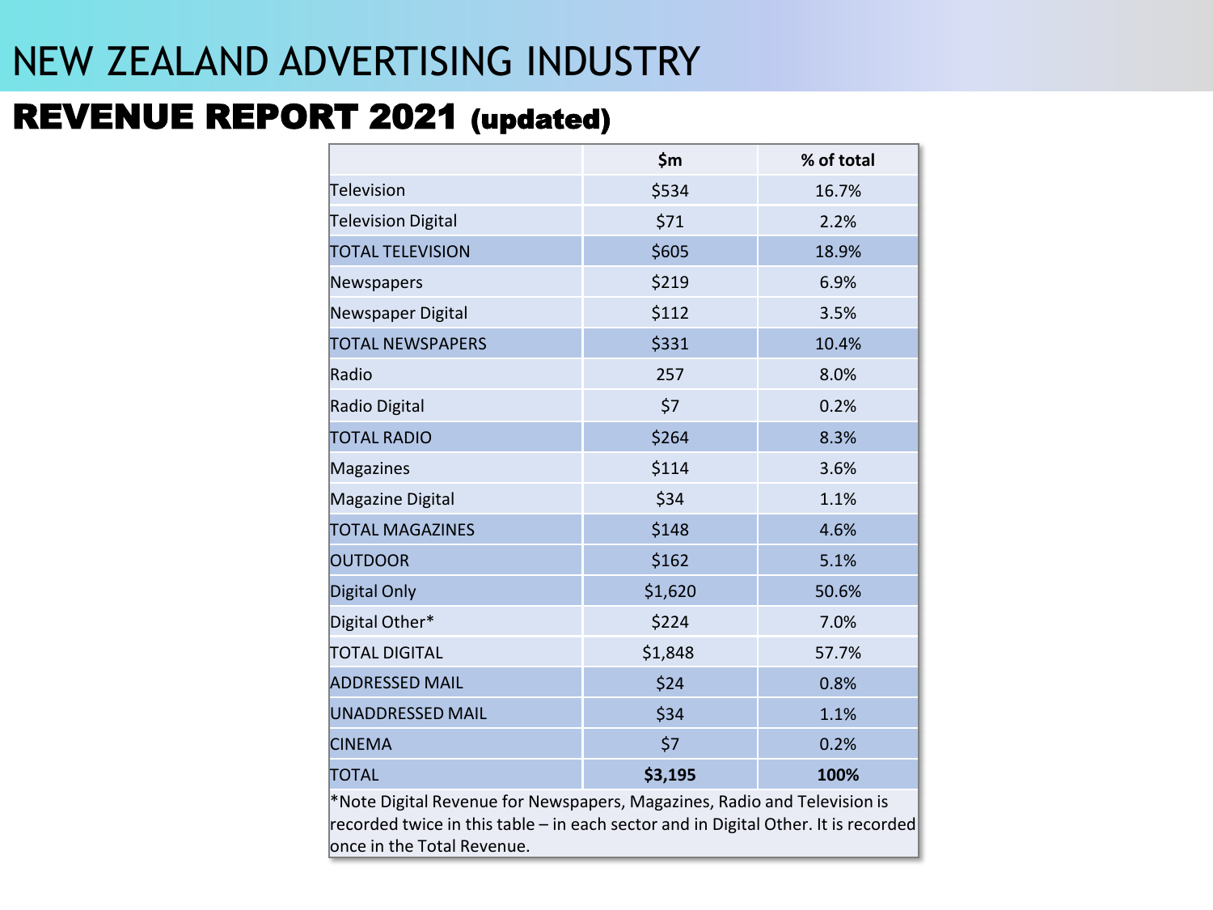# NEW ZEALAND ADVERTISING INDUSTRY

## REVENUE REPORT 2021 (updated)

| | $m | % of total |
|---|---|---|
| Television | $534 | 16.7% |
| Television Digital | $71 | 2.2% |
| TOTAL TELEVISION | $605 | 18.9% |
| Newspapers | $219 | 6.9% |
| Newspaper Digital | $112 | 3.5% |
| TOTAL NEWSPAPERS | $331 | 10.4% |
| Radio | 257 | 8.0% |
| Radio Digital | $7 | 0.2% |
| TOTAL RADIO | $264 | 8.3% |
| Magazines | $114 | 3.6% |
| Magazine Digital | $34 | 1.1% |
| TOTAL MAGAZINES | $148 | 4.6% |
| OUTDOOR | $162 | 5.1% |
| Digital Only | $1,620 | 50.6% |
| Digital Other* | $224 | 7.0% |
| TOTAL DIGITAL | $1,848 | 57.7% |
| ADDRESSED MAIL | $24 | 0.8% |
| UNADDRESSED MAIL | $34 | 1.1% |
| CINEMA | $7 | 0.2% |
| TOTAL | **$3,195** | **100%** |

*Note Digital Revenue for Newspapers, Magazines, Radio and Television is recorded twice in this table – in each sector and in Digital Other. It is recorded once in the Total Revenue.